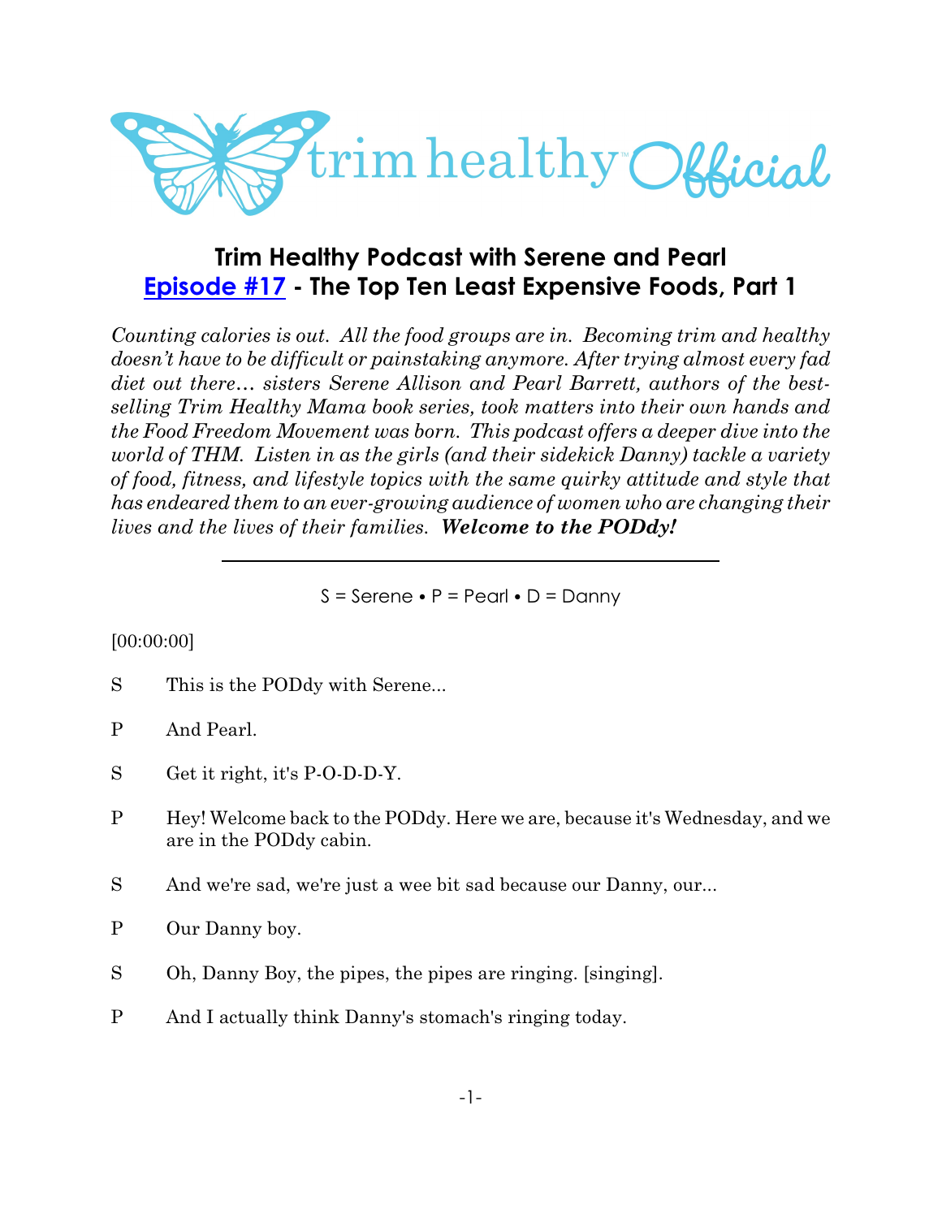# Trim Healthy Podcast with Serene and Pearl

## [Episode #17](#) - The Top Ten Least Expensive Foods, Part 1

*Counting calories is out. All the food groups are in. Becoming trim and healthy doesn't have to be difficult or painstaking anymore. After trying almost every fad diet out there… sisters Serene Allison and Pearl Barrett, authors of the best-selling Trim Healthy Mama book series, took matters into their own hands and the Food Freedom Movement was born. This podcast offers a deeper dive into the world of THM. Listen in as the girls (and their sidekick Danny) tackle a variety of food, fitness, and lifestyle topics with the same quirky attitude and style that has endeared them to an ever-growing audience of women who are changing their lives and the lives of their families.* ***Welcome to the PODdy!***

---

S = Serene • P = Pearl • D = Danny

[00:00:00]

S This is the PODdy with Serene...

P And Pearl.

S Get it right, it's P-O-D-D-Y.

P Hey! Welcome back to the PODdy. Here we are, because it's Wednesday, and we are in the PODdy cabin.

S And we're sad, we're just a wee bit sad because our Danny, our...

P Our Danny boy.

S Oh, Danny Boy, the pipes, the pipes are ringing. [singing].

P And I actually think Danny's stomach's ringing today.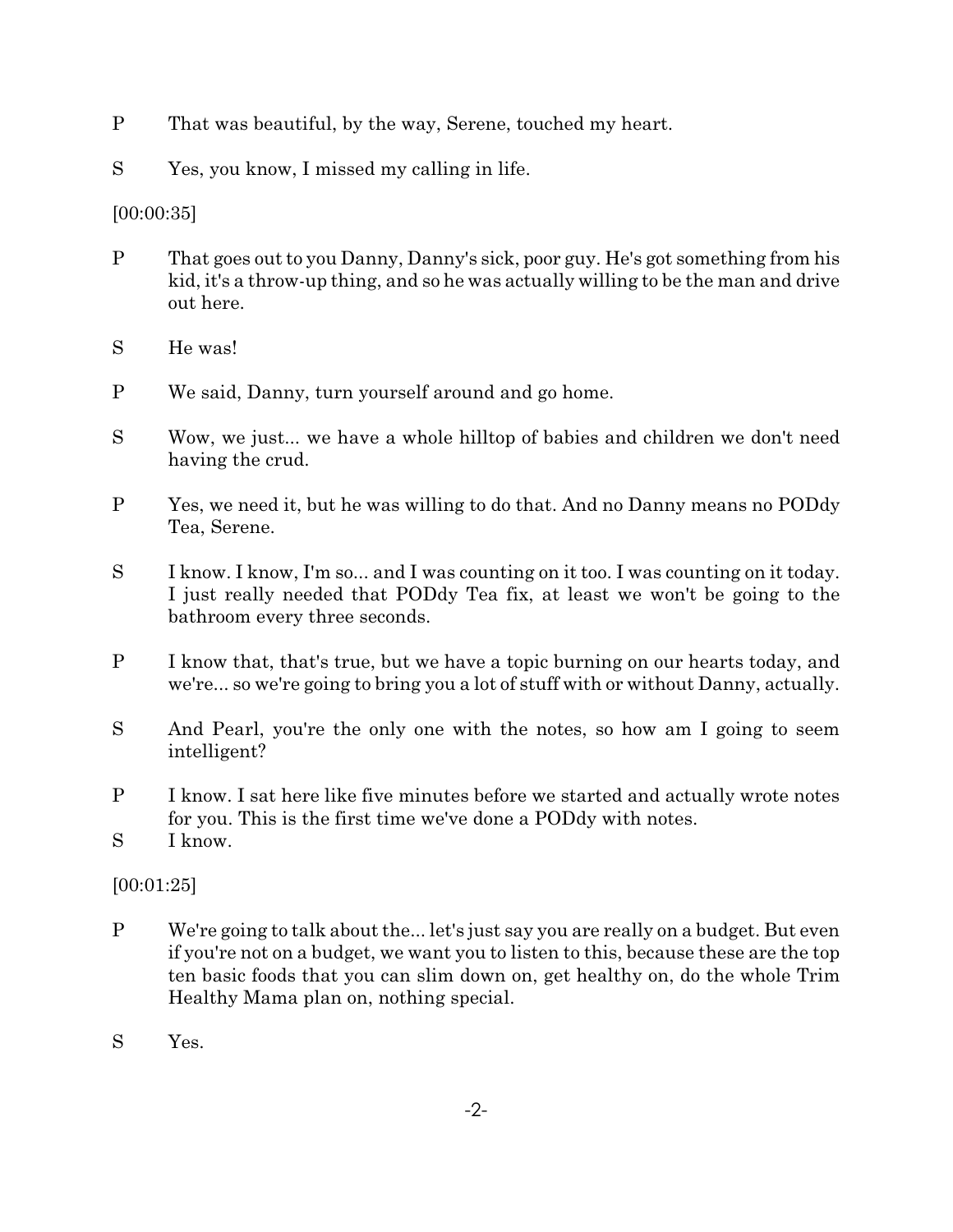P That was beautiful, by the way, Serene, touched my heart.

S Yes, you know, I missed my calling in life.

[00:00:35]

P That goes out to you Danny, Danny's sick, poor guy. He's got something from his kid, it's a throw-up thing, and so he was actually willing to be the man and drive out here.

S He was!

P We said, Danny, turn yourself around and go home.

S Wow, we just... we have a whole hilltop of babies and children we don't need having the crud.

P Yes, we need it, but he was willing to do that. And no Danny means no PODdy Tea, Serene.

S I know. I know, I'm so... and I was counting on it too. I was counting on it today. I just really needed that PODdy Tea fix, at least we won't be going to the bathroom every three seconds.

P I know that, that's true, but we have a topic burning on our hearts today, and we're... so we're going to bring you a lot of stuff with or without Danny, actually.

S And Pearl, you're the only one with the notes, so how am I going to seem intelligent?

P I know. I sat here like five minutes before we started and actually wrote notes for you. This is the first time we've done a PODdy with notes.

S I know.

[00:01:25]

P We're going to talk about the... let's just say you are really on a budget. But even if you're not on a budget, we want you to listen to this, because these are the top ten basic foods that you can slim down on, get healthy on, do the whole Trim Healthy Mama plan on, nothing special.

S Yes.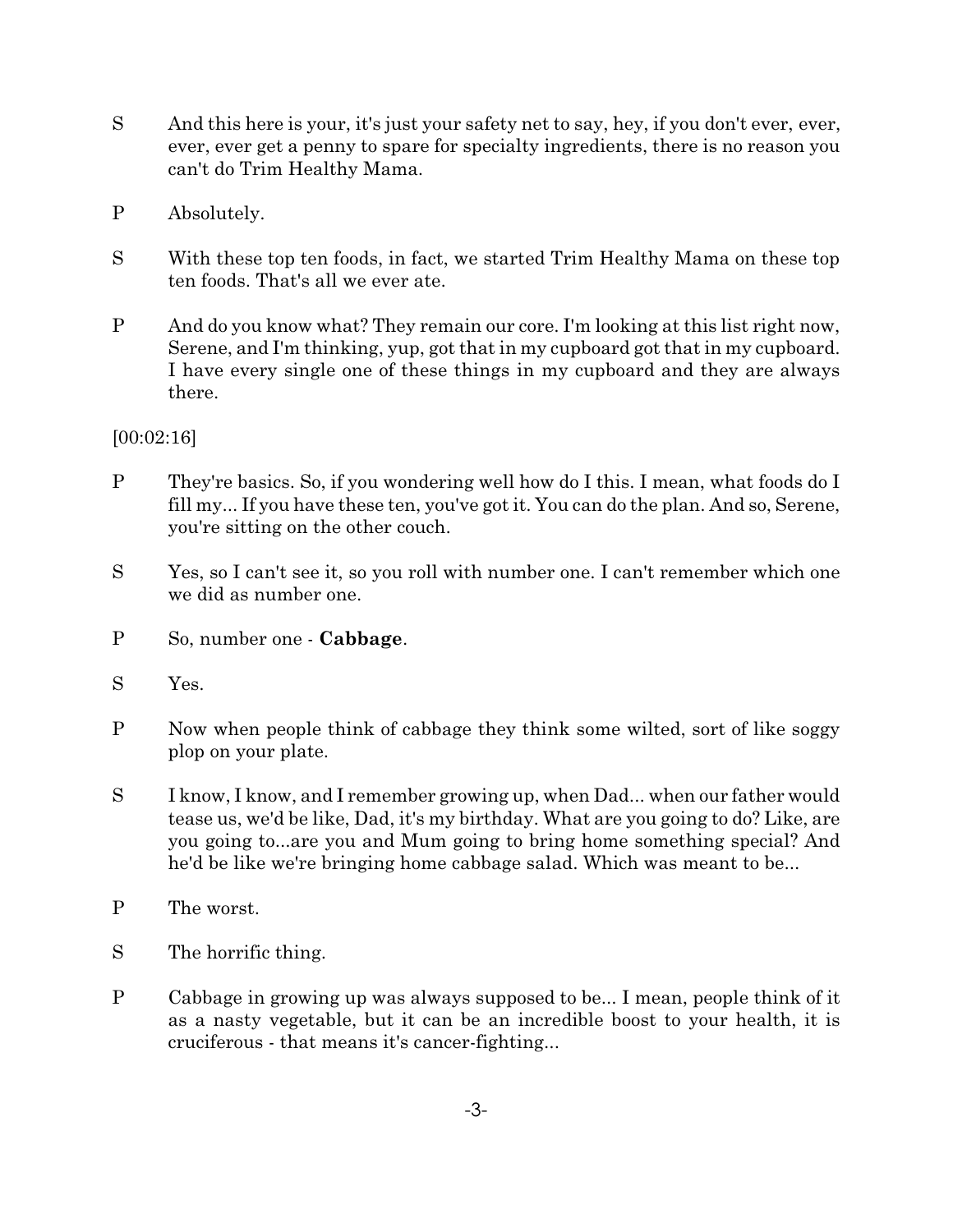S And this here is your, it's just your safety net to say, hey, if you don't ever, ever, ever, ever get a penny to spare for specialty ingredients, there is no reason you can't do Trim Healthy Mama.

P Absolutely.

S With these top ten foods, in fact, we started Trim Healthy Mama on these top ten foods. That's all we ever ate.

P And do you know what? They remain our core. I'm looking at this list right now, Serene, and I'm thinking, yup, got that in my cupboard got that in my cupboard. I have every single one of these things in my cupboard and they are always there.

[00:02:16]

P They're basics. So, if you wondering well how do I this. I mean, what foods do I fill my... If you have these ten, you've got it. You can do the plan. And so, Serene, you're sitting on the other couch.

S Yes, so I can't see it, so you roll with number one. I can't remember which one we did as number one.

P So, number one - **Cabbage**.

S Yes.

P Now when people think of cabbage they think some wilted, sort of like soggy plop on your plate.

S I know, I know, and I remember growing up, when Dad... when our father would tease us, we'd be like, Dad, it's my birthday. What are you going to do? Like, are you going to...are you and Mum going to bring home something special? And he'd be like we're bringing home cabbage salad. Which was meant to be...

P The worst.

S The horrific thing.

P Cabbage in growing up was always supposed to be... I mean, people think of it as a nasty vegetable, but it can be an incredible boost to your health, it is cruciferous - that means it's cancer-fighting...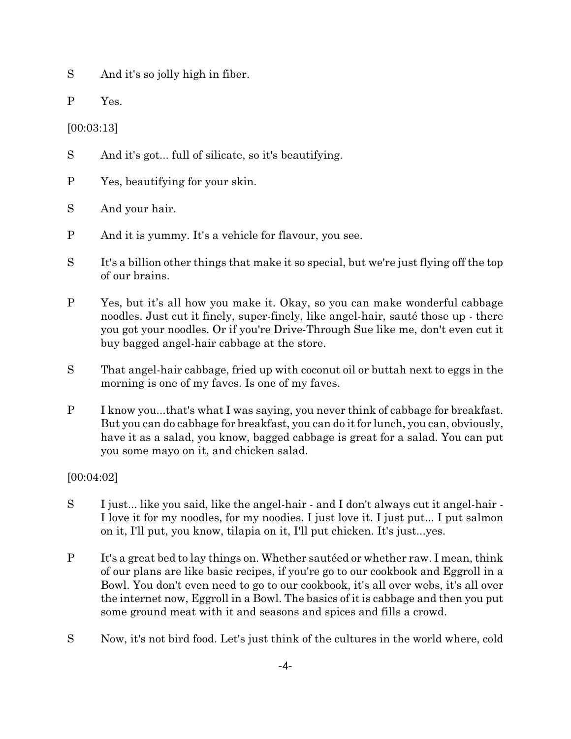S And it's so jolly high in fiber.

P Yes.

[00:03:13]

S And it's got... full of silicate, so it's beautifying.

P Yes, beautifying for your skin.

S And your hair.

P And it is yummy. It's a vehicle for flavour, you see.

S It's a billion other things that make it so special, but we're just flying off the top of our brains.

P Yes, but it's all how you make it. Okay, so you can make wonderful cabbage noodles. Just cut it finely, super-finely, like angel-hair, sauté those up - there you got your noodles. Or if you're Drive-Through Sue like me, don't even cut it buy bagged angel-hair cabbage at the store.

S That angel-hair cabbage, fried up with coconut oil or buttah next to eggs in the morning is one of my faves. Is one of my faves.

P I know you...that's what I was saying, you never think of cabbage for breakfast. But you can do cabbage for breakfast, you can do it for lunch, you can, obviously, have it as a salad, you know, bagged cabbage is great for a salad. You can put you some mayo on it, and chicken salad.

[00:04:02]

S I just... like you said, like the angel-hair - and I don't always cut it angel-hair - I love it for my noodles, for my noodies. I just love it. I just put... I put salmon on it, I'll put, you know, tilapia on it, I'll put chicken. It's just...yes.

P It's a great bed to lay things on. Whether sautéed or whether raw. I mean, think of our plans are like basic recipes, if you're go to our cookbook and Eggroll in a Bowl. You don't even need to go to our cookbook, it's all over webs, it's all over the internet now, Eggroll in a Bowl. The basics of it is cabbage and then you put some ground meat with it and seasons and spices and fills a crowd.

S Now, it's not bird food. Let's just think of the cultures in the world where, cold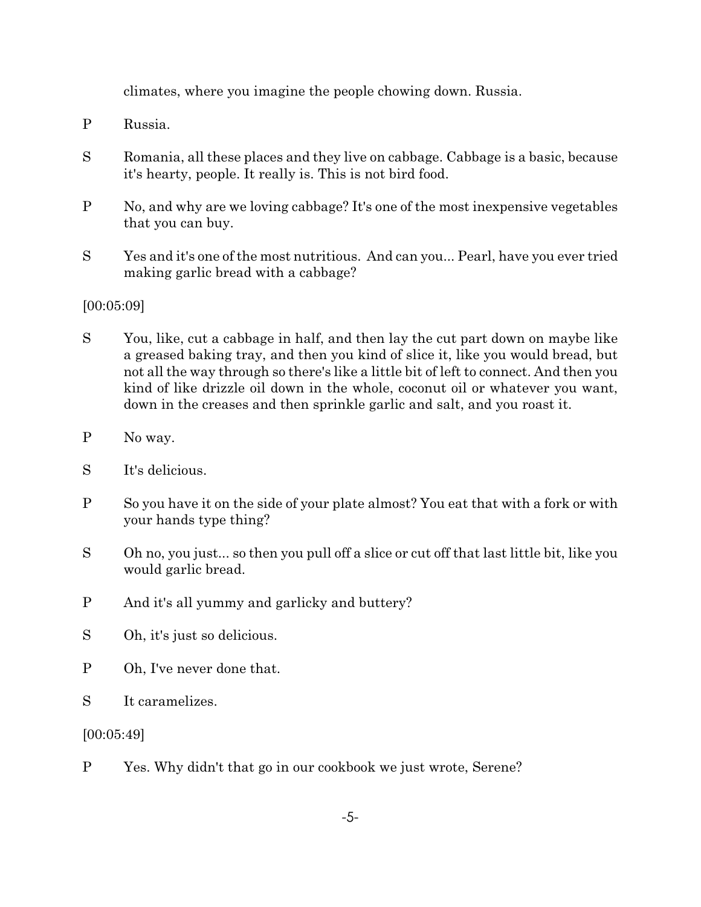climates, where you imagine the people chowing down. Russia.

P Russia.

S Romania, all these places and they live on cabbage. Cabbage is a basic, because it's hearty, people. It really is. This is not bird food.

P No, and why are we loving cabbage? It's one of the most inexpensive vegetables that you can buy.

S Yes and it's one of the most nutritious. And can you... Pearl, have you ever tried making garlic bread with a cabbage?

[00:05:09]

S You, like, cut a cabbage in half, and then lay the cut part down on maybe like a greased baking tray, and then you kind of slice it, like you would bread, but not all the way through so there's like a little bit of left to connect. And then you kind of like drizzle oil down in the whole, coconut oil or whatever you want, down in the creases and then sprinkle garlic and salt, and you roast it.

P No way.

S It's delicious.

P So you have it on the side of your plate almost? You eat that with a fork or with your hands type thing?

S Oh no, you just... so then you pull off a slice or cut off that last little bit, like you would garlic bread.

P And it's all yummy and garlicky and buttery?

S Oh, it's just so delicious.

P Oh, I've never done that.

S It caramelizes.

[00:05:49]

P Yes. Why didn't that go in our cookbook we just wrote, Serene?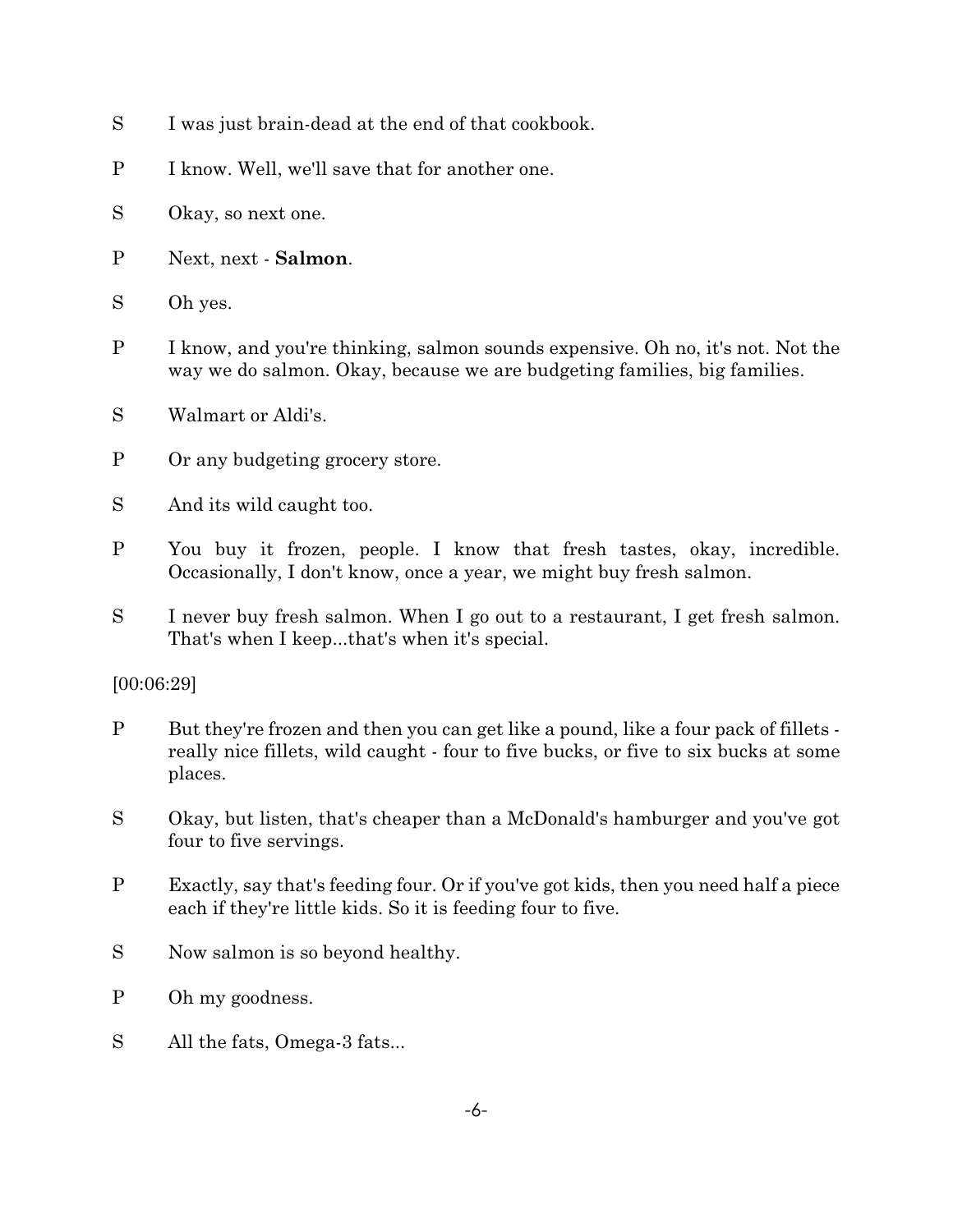S I was just brain-dead at the end of that cookbook.

P I know. Well, we'll save that for another one.

S Okay, so next one.

P Next, next - **Salmon**.

S Oh yes.

P I know, and you're thinking, salmon sounds expensive. Oh no, it's not. Not the way we do salmon. Okay, because we are budgeting families, big families.

S Walmart or Aldi's.

P Or any budgeting grocery store.

S And its wild caught too.

P You buy it frozen, people. I know that fresh tastes, okay, incredible. Occasionally, I don't know, once a year, we might buy fresh salmon.

S I never buy fresh salmon. When I go out to a restaurant, I get fresh salmon. That's when I keep...that's when it's special.

[00:06:29]

P But they're frozen and then you can get like a pound, like a four pack of fillets - really nice fillets, wild caught - four to five bucks, or five to six bucks at some places.

S Okay, but listen, that's cheaper than a McDonald's hamburger and you've got four to five servings.

P Exactly, say that's feeding four. Or if you've got kids, then you need half a piece each if they're little kids. So it is feeding four to five.

S Now salmon is so beyond healthy.

P Oh my goodness.

S All the fats, Omega-3 fats...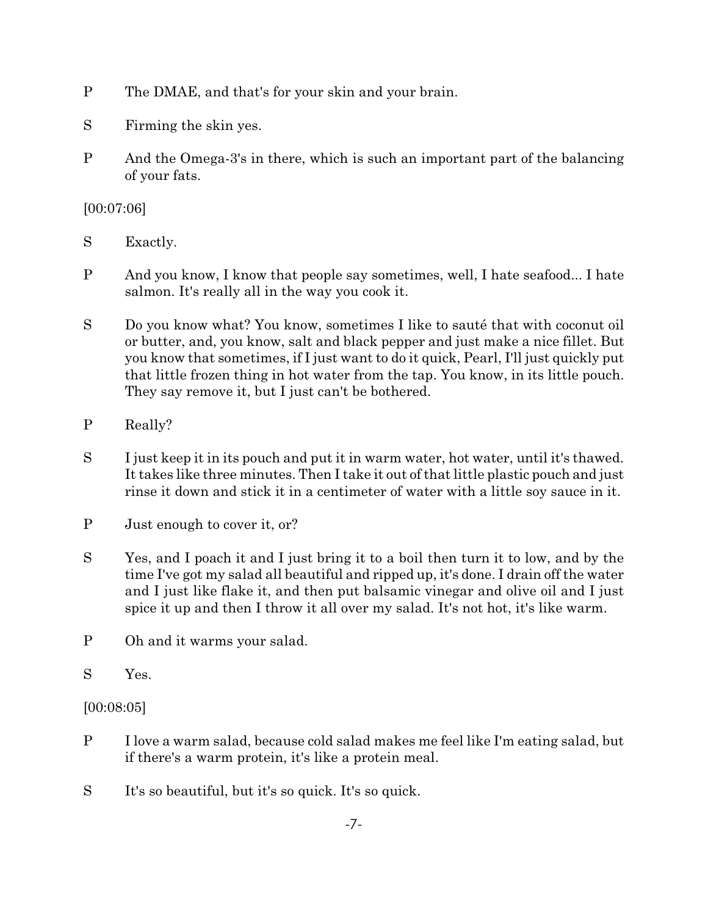P The DMAE, and that's for your skin and your brain.

S Firming the skin yes.

P And the Omega-3's in there, which is such an important part of the balancing of your fats.

[00:07:06]

S Exactly.

P And you know, I know that people say sometimes, well, I hate seafood... I hate salmon. It's really all in the way you cook it.

S Do you know what? You know, sometimes I like to sauté that with coconut oil or butter, and, you know, salt and black pepper and just make a nice fillet. But you know that sometimes, if I just want to do it quick, Pearl, I'll just quickly put that little frozen thing in hot water from the tap. You know, in its little pouch. They say remove it, but I just can't be bothered.

P Really?

S I just keep it in its pouch and put it in warm water, hot water, until it's thawed. It takes like three minutes. Then I take it out of that little plastic pouch and just rinse it down and stick it in a centimeter of water with a little soy sauce in it.

P Just enough to cover it, or?

S Yes, and I poach it and I just bring it to a boil then turn it to low, and by the time I've got my salad all beautiful and ripped up, it's done. I drain off the water and I just like flake it, and then put balsamic vinegar and olive oil and I just spice it up and then I throw it all over my salad. It's not hot, it's like warm.

P Oh and it warms your salad.

S Yes.

[00:08:05]

P I love a warm salad, because cold salad makes me feel like I'm eating salad, but if there's a warm protein, it's like a protein meal.

S It's so beautiful, but it's so quick. It's so quick.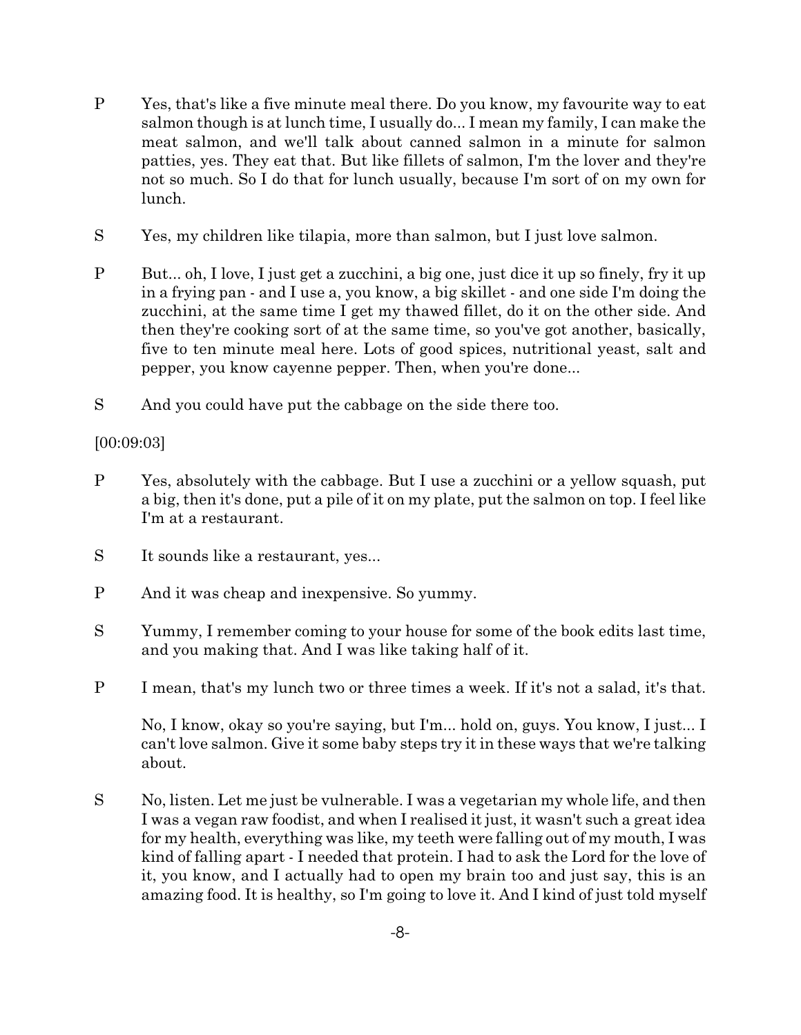P Yes, that's like a five minute meal there. Do you know, my favourite way to eat salmon though is at lunch time, I usually do... I mean my family, I can make the meat salmon, and we'll talk about canned salmon in a minute for salmon patties, yes. They eat that. But like fillets of salmon, I'm the lover and they're not so much. So I do that for lunch usually, because I'm sort of on my own for lunch.

S Yes, my children like tilapia, more than salmon, but I just love salmon.

P But... oh, I love, I just get a zucchini, a big one, just dice it up so finely, fry it up in a frying pan - and I use a, you know, a big skillet - and one side I'm doing the zucchini, at the same time I get my thawed fillet, do it on the other side. And then they're cooking sort of at the same time, so you've got another, basically, five to ten minute meal here. Lots of good spices, nutritional yeast, salt and pepper, you know cayenne pepper. Then, when you're done...

S And you could have put the cabbage on the side there too.

[00:09:03]

P Yes, absolutely with the cabbage. But I use a zucchini or a yellow squash, put a big, then it's done, put a pile of it on my plate, put the salmon on top. I feel like I'm at a restaurant.

S It sounds like a restaurant, yes...

P And it was cheap and inexpensive. So yummy.

S Yummy, I remember coming to your house for some of the book edits last time, and you making that. And I was like taking half of it.

P I mean, that's my lunch two or three times a week. If it's not a salad, it's that.

No, I know, okay so you're saying, but I'm... hold on, guys. You know, I just... I can't love salmon. Give it some baby steps try it in these ways that we're talking about.

S No, listen. Let me just be vulnerable. I was a vegetarian my whole life, and then I was a vegan raw foodist, and when I realised it just, it wasn't such a great idea for my health, everything was like, my teeth were falling out of my mouth, I was kind of falling apart - I needed that protein. I had to ask the Lord for the love of it, you know, and I actually had to open my brain too and just say, this is an amazing food. It is healthy, so I'm going to love it. And I kind of just told myself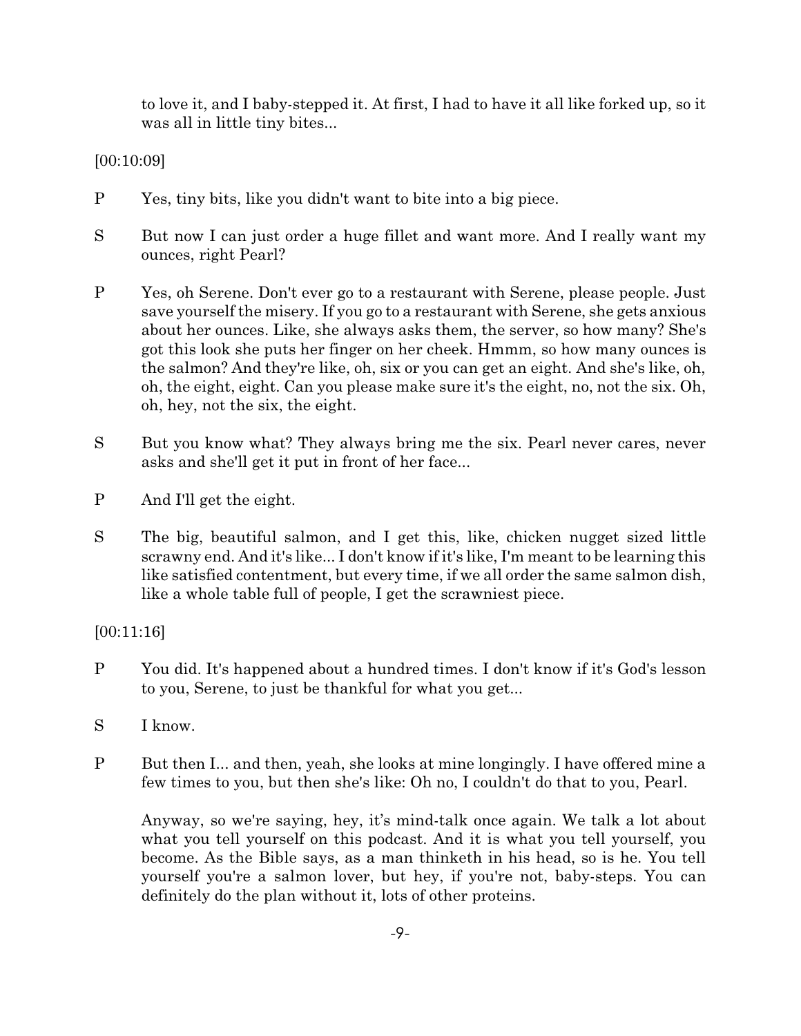to love it, and I baby-stepped it. At first, I had to have it all like forked up, so it was all in little tiny bites...

[00:10:09]

P Yes, tiny bits, like you didn't want to bite into a big piece.

S But now I can just order a huge fillet and want more. And I really want my ounces, right Pearl?

P Yes, oh Serene. Don't ever go to a restaurant with Serene, please people. Just save yourself the misery. If you go to a restaurant with Serene, she gets anxious about her ounces. Like, she always asks them, the server, so how many? She's got this look she puts her finger on her cheek. Hmmm, so how many ounces is the salmon? And they're like, oh, six or you can get an eight. And she's like, oh, oh, the eight, eight. Can you please make sure it's the eight, no, not the six. Oh, oh, hey, not the six, the eight.

S But you know what? They always bring me the six. Pearl never cares, never asks and she'll get it put in front of her face...

P And I'll get the eight.

S The big, beautiful salmon, and I get this, like, chicken nugget sized little scrawny end. And it's like... I don't know if it's like, I'm meant to be learning this like satisfied contentment, but every time, if we all order the same salmon dish, like a whole table full of people, I get the scrawniest piece.

[00:11:16]

P You did. It's happened about a hundred times. I don't know if it's God's lesson to you, Serene, to just be thankful for what you get...

S I know.

P But then I... and then, yeah, she looks at mine longingly. I have offered mine a few times to you, but then she's like: Oh no, I couldn't do that to you, Pearl.

Anyway, so we're saying, hey, it's mind-talk once again. We talk a lot about what you tell yourself on this podcast. And it is what you tell yourself, you become. As the Bible says, as a man thinketh in his head, so is he. You tell yourself you're a salmon lover, but hey, if you're not, baby-steps. You can definitely do the plan without it, lots of other proteins.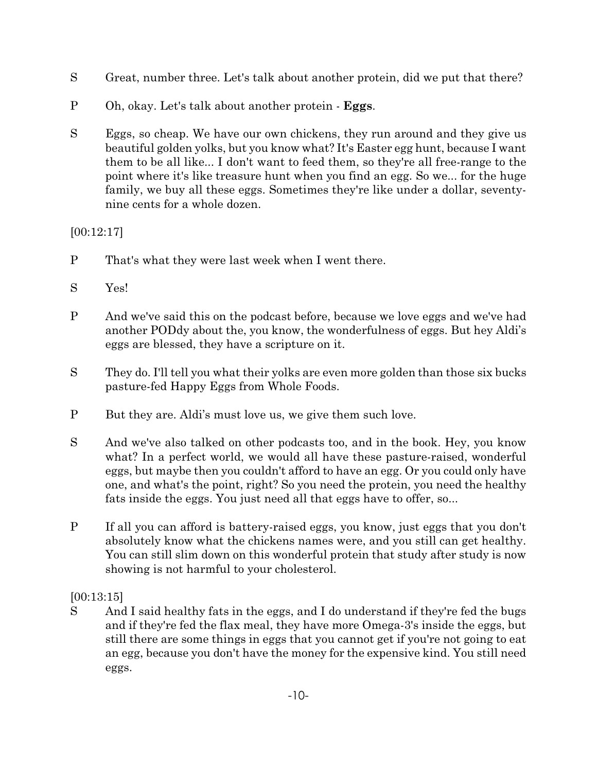S Great, number three. Let's talk about another protein, did we put that there?

P Oh, okay. Let's talk about another protein - **Eggs**.

S Eggs, so cheap. We have our own chickens, they run around and they give us beautiful golden yolks, but you know what? It's Easter egg hunt, because I want them to be all like... I don't want to feed them, so they're all free-range to the point where it's like treasure hunt when you find an egg. So we... for the huge family, we buy all these eggs. Sometimes they're like under a dollar, seventy-nine cents for a whole dozen.

[00:12:17]

P That's what they were last week when I went there.

S Yes!

P And we've said this on the podcast before, because we love eggs and we've had another PODdy about the, you know, the wonderfulness of eggs. But hey Aldi's eggs are blessed, they have a scripture on it.

S They do. I'll tell you what their yolks are even more golden than those six bucks pasture-fed Happy Eggs from Whole Foods.

P But they are. Aldi's must love us, we give them such love.

S And we've also talked on other podcasts too, and in the book. Hey, you know what? In a perfect world, we would all have these pasture-raised, wonderful eggs, but maybe then you couldn't afford to have an egg. Or you could only have one, and what's the point, right? So you need the protein, you need the healthy fats inside the eggs. You just need all that eggs have to offer, so...

P If all you can afford is battery-raised eggs, you know, just eggs that you don't absolutely know what the chickens names were, and you still can get healthy. You can still slim down on this wonderful protein that study after study is now showing is not harmful to your cholesterol.

[00:13:15]

S And I said healthy fats in the eggs, and I do understand if they're fed the bugs and if they're fed the flax meal, they have more Omega-3's inside the eggs, but still there are some things in eggs that you cannot get if you're not going to eat an egg, because you don't have the money for the expensive kind. You still need eggs.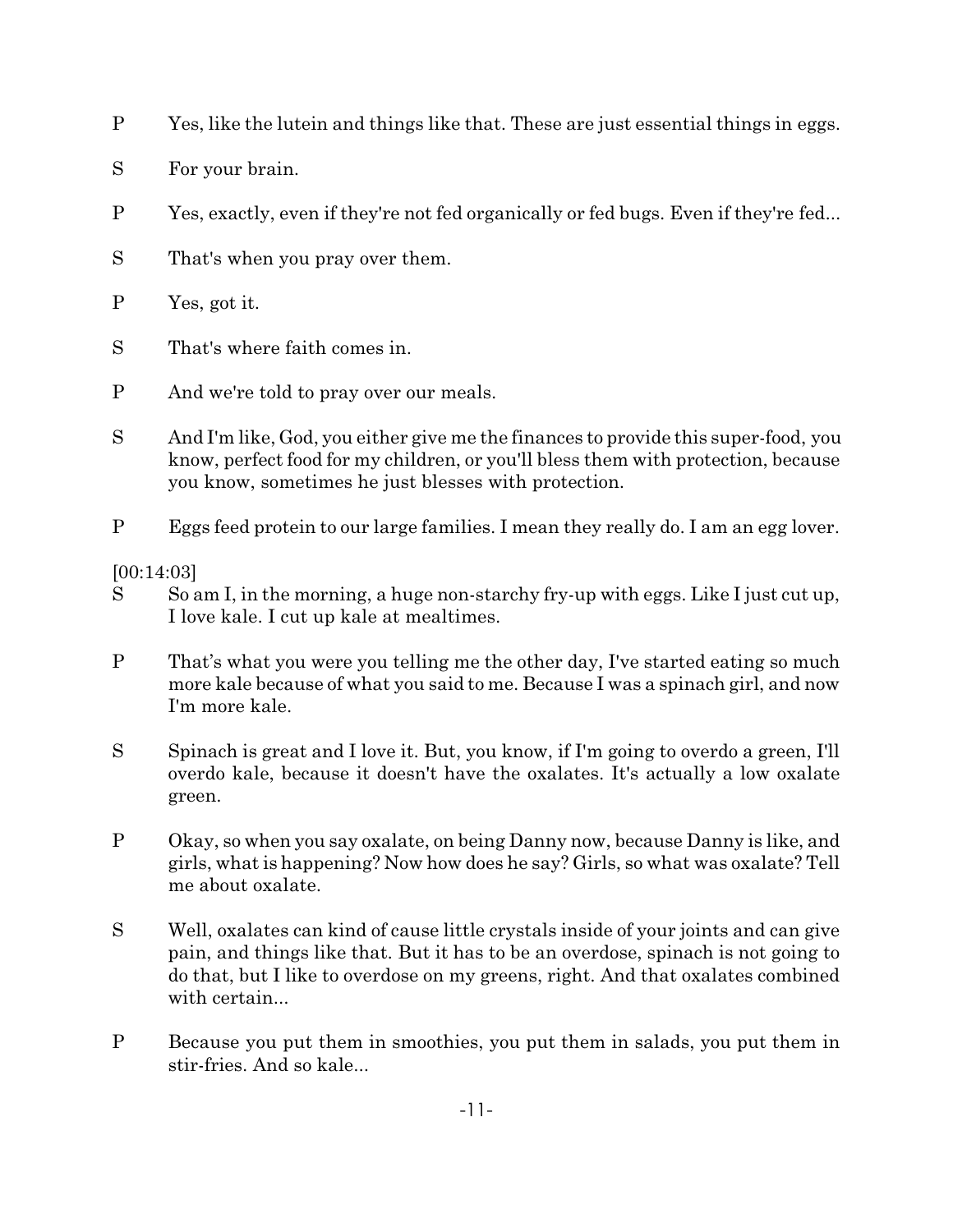P Yes, like the lutein and things like that. These are just essential things in eggs.

S For your brain.

P Yes, exactly, even if they're not fed organically or fed bugs. Even if they're fed...

S That's when you pray over them.

P Yes, got it.

S That's where faith comes in.

P And we're told to pray over our meals.

S And I'm like, God, you either give me the finances to provide this super-food, you know, perfect food for my children, or you'll bless them with protection, because you know, sometimes he just blesses with protection.

P Eggs feed protein to our large families. I mean they really do. I am an egg lover.

[00:14:03]

S So am I, in the morning, a huge non-starchy fry-up with eggs. Like I just cut up, I love kale. I cut up kale at mealtimes.

P That's what you were you telling me the other day, I've started eating so much more kale because of what you said to me. Because I was a spinach girl, and now I'm more kale.

S Spinach is great and I love it. But, you know, if I'm going to overdo a green, I'll overdo kale, because it doesn't have the oxalates. It's actually a low oxalate green.

P Okay, so when you say oxalate, on being Danny now, because Danny is like, and girls, what is happening? Now how does he say? Girls, so what was oxalate? Tell me about oxalate.

S Well, oxalates can kind of cause little crystals inside of your joints and can give pain, and things like that. But it has to be an overdose, spinach is not going to do that, but I like to overdose on my greens, right. And that oxalates combined with certain...

P Because you put them in smoothies, you put them in salads, you put them in stir-fries. And so kale...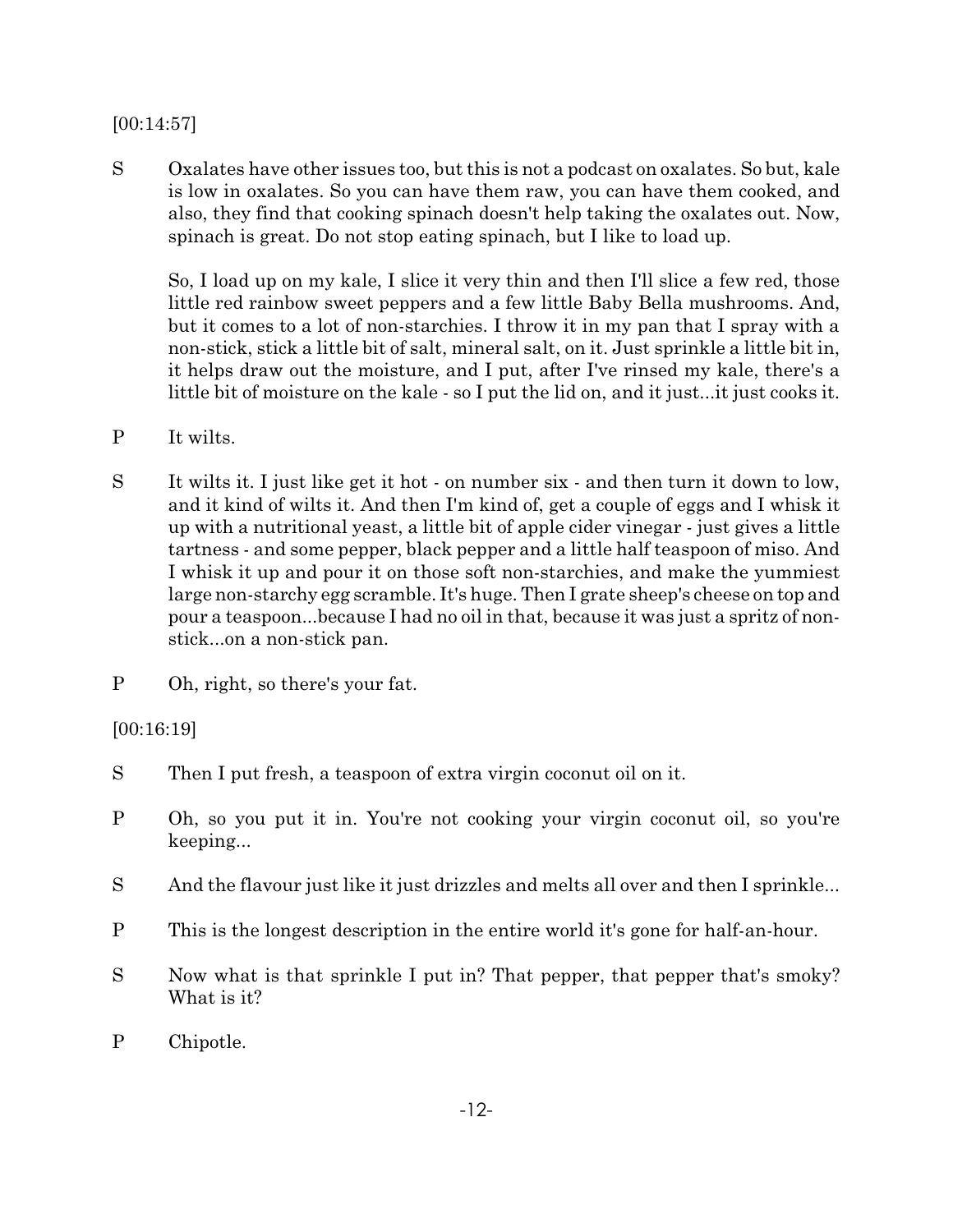[00:14:57]

S Oxalates have other issues too, but this is not a podcast on oxalates. So but, kale is low in oxalates. So you can have them raw, you can have them cooked, and also, they find that cooking spinach doesn't help taking the oxalates out. Now, spinach is great. Do not stop eating spinach, but I like to load up.

So, I load up on my kale, I slice it very thin and then I'll slice a few red, those little red rainbow sweet peppers and a few little Baby Bella mushrooms. And, but it comes to a lot of non-starchies. I throw it in my pan that I spray with a non-stick, stick a little bit of salt, mineral salt, on it. Just sprinkle a little bit in, it helps draw out the moisture, and I put, after I've rinsed my kale, there's a little bit of moisture on the kale - so I put the lid on, and it just...it just cooks it.

P It wilts.

S It wilts it. I just like get it hot - on number six - and then turn it down to low, and it kind of wilts it. And then I'm kind of, get a couple of eggs and I whisk it up with a nutritional yeast, a little bit of apple cider vinegar - just gives a little tartness - and some pepper, black pepper and a little half teaspoon of miso. And I whisk it up and pour it on those soft non-starchies, and make the yummiest large non-starchy egg scramble. It's huge. Then I grate sheep's cheese on top and pour a teaspoon...because I had no oil in that, because it was just a spritz of non-stick...on a non-stick pan.

P Oh, right, so there's your fat.

[00:16:19]

S Then I put fresh, a teaspoon of extra virgin coconut oil on it.

P Oh, so you put it in. You're not cooking your virgin coconut oil, so you're keeping...

S And the flavour just like it just drizzles and melts all over and then I sprinkle...

P This is the longest description in the entire world it's gone for half-an-hour.

S Now what is that sprinkle I put in? That pepper, that pepper that's smoky? What is it?

P Chipotle.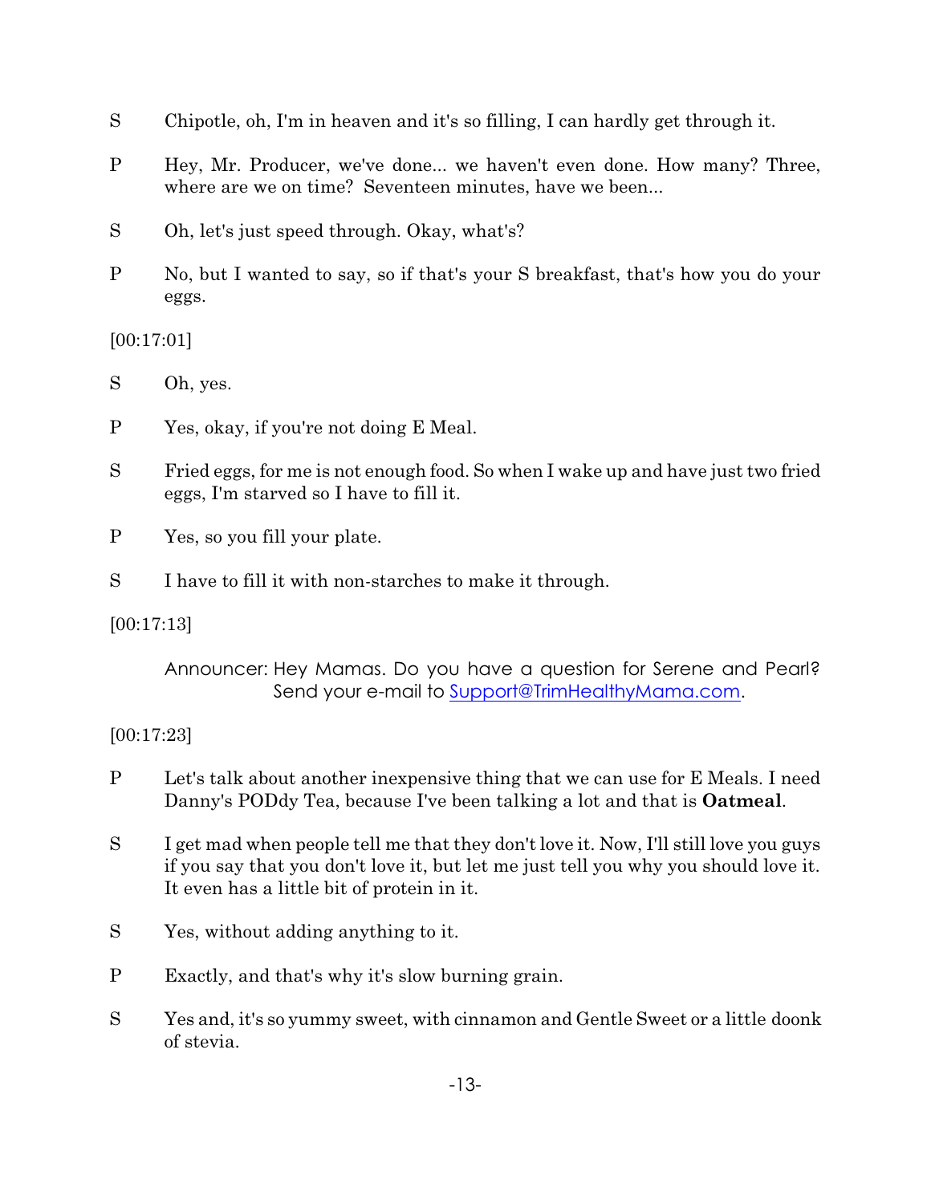S Chipotle, oh, I'm in heaven and it's so filling, I can hardly get through it.

P Hey, Mr. Producer, we've done... we haven't even done. How many? Three, where are we on time? Seventeen minutes, have we been...

S Oh, let's just speed through. Okay, what's?

P No, but I wanted to say, so if that's your S breakfast, that's how you do your eggs.

[00:17:01]

S Oh, yes.

P Yes, okay, if you're not doing E Meal.

S Fried eggs, for me is not enough food. So when I wake up and have just two fried eggs, I'm starved so I have to fill it.

P Yes, so you fill your plate.

S I have to fill it with non-starches to make it through.

[00:17:13]

Announcer: Hey Mamas. Do you have a question for Serene and Pearl? Send your e-mail to [Support@TrimHealthyMama.com](mailto:Support@TrimHealthyMama.com).

[00:17:23]

P Let's talk about another inexpensive thing that we can use for E Meals. I need Danny's PODdy Tea, because I've been talking a lot and that is **Oatmeal**.

S I get mad when people tell me that they don't love it. Now, I'll still love you guys if you say that you don't love it, but let me just tell you why you should love it. It even has a little bit of protein in it.

S Yes, without adding anything to it.

P Exactly, and that's why it's slow burning grain.

S Yes and, it's so yummy sweet, with cinnamon and Gentle Sweet or a little doonk of stevia.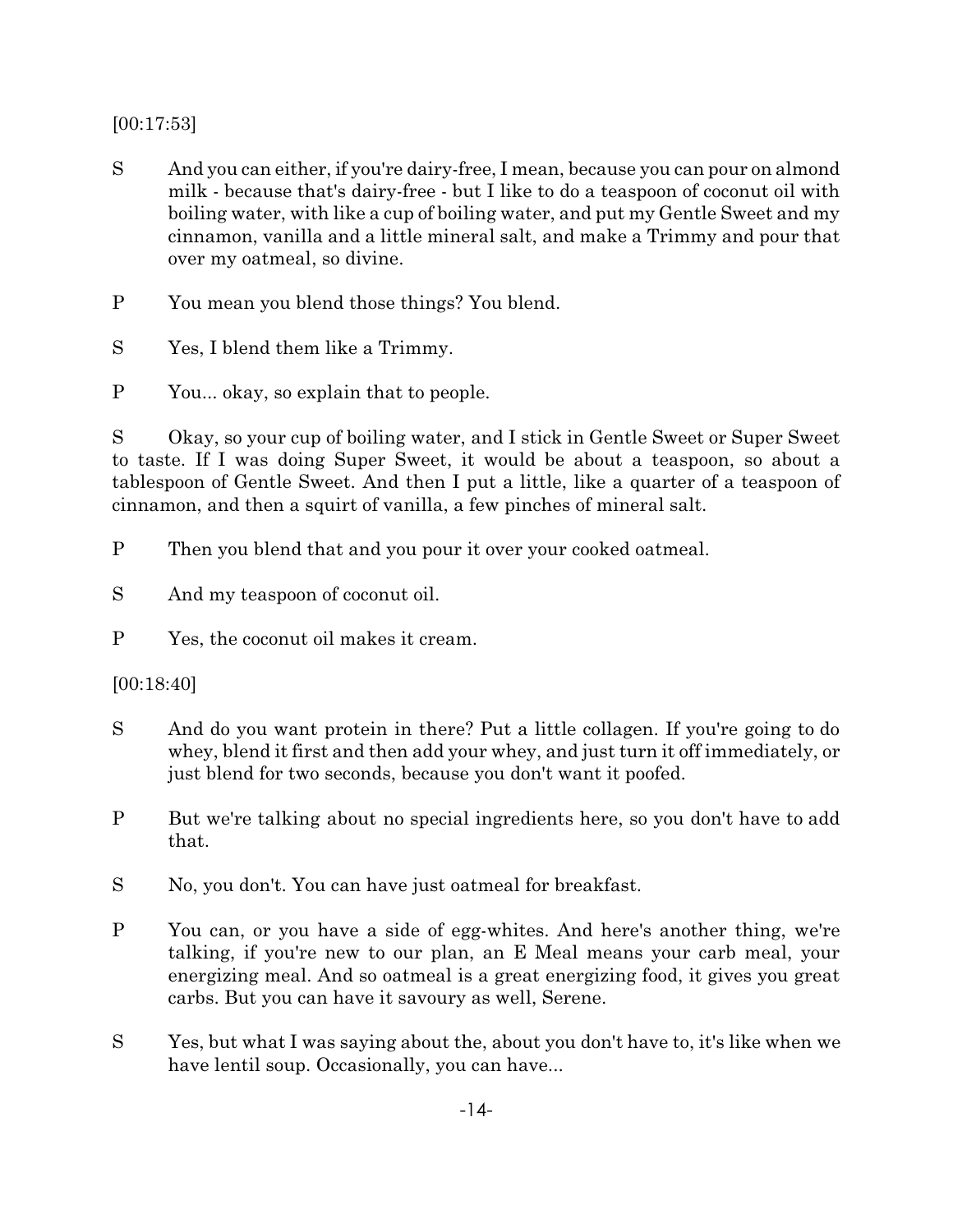[00:17:53]

S And you can either, if you're dairy-free, I mean, because you can pour on almond milk - because that's dairy-free - but I like to do a teaspoon of coconut oil with boiling water, with like a cup of boiling water, and put my Gentle Sweet and my cinnamon, vanilla and a little mineral salt, and make a Trimmy and pour that over my oatmeal, so divine.

P You mean you blend those things? You blend.

S Yes, I blend them like a Trimmy.

P You... okay, so explain that to people.

S Okay, so your cup of boiling water, and I stick in Gentle Sweet or Super Sweet to taste. If I was doing Super Sweet, it would be about a teaspoon, so about a tablespoon of Gentle Sweet. And then I put a little, like a quarter of a teaspoon of cinnamon, and then a squirt of vanilla, a few pinches of mineral salt.

P Then you blend that and you pour it over your cooked oatmeal.

S And my teaspoon of coconut oil.

P Yes, the coconut oil makes it cream.

[00:18:40]

S And do you want protein in there? Put a little collagen. If you're going to do whey, blend it first and then add your whey, and just turn it off immediately, or just blend for two seconds, because you don't want it poofed.

P But we're talking about no special ingredients here, so you don't have to add that.

S No, you don't. You can have just oatmeal for breakfast.

P You can, or you have a side of egg-whites. And here's another thing, we're talking, if you're new to our plan, an E Meal means your carb meal, your energizing meal. And so oatmeal is a great energizing food, it gives you great carbs. But you can have it savoury as well, Serene.

S Yes, but what I was saying about the, about you don't have to, it's like when we have lentil soup. Occasionally, you can have...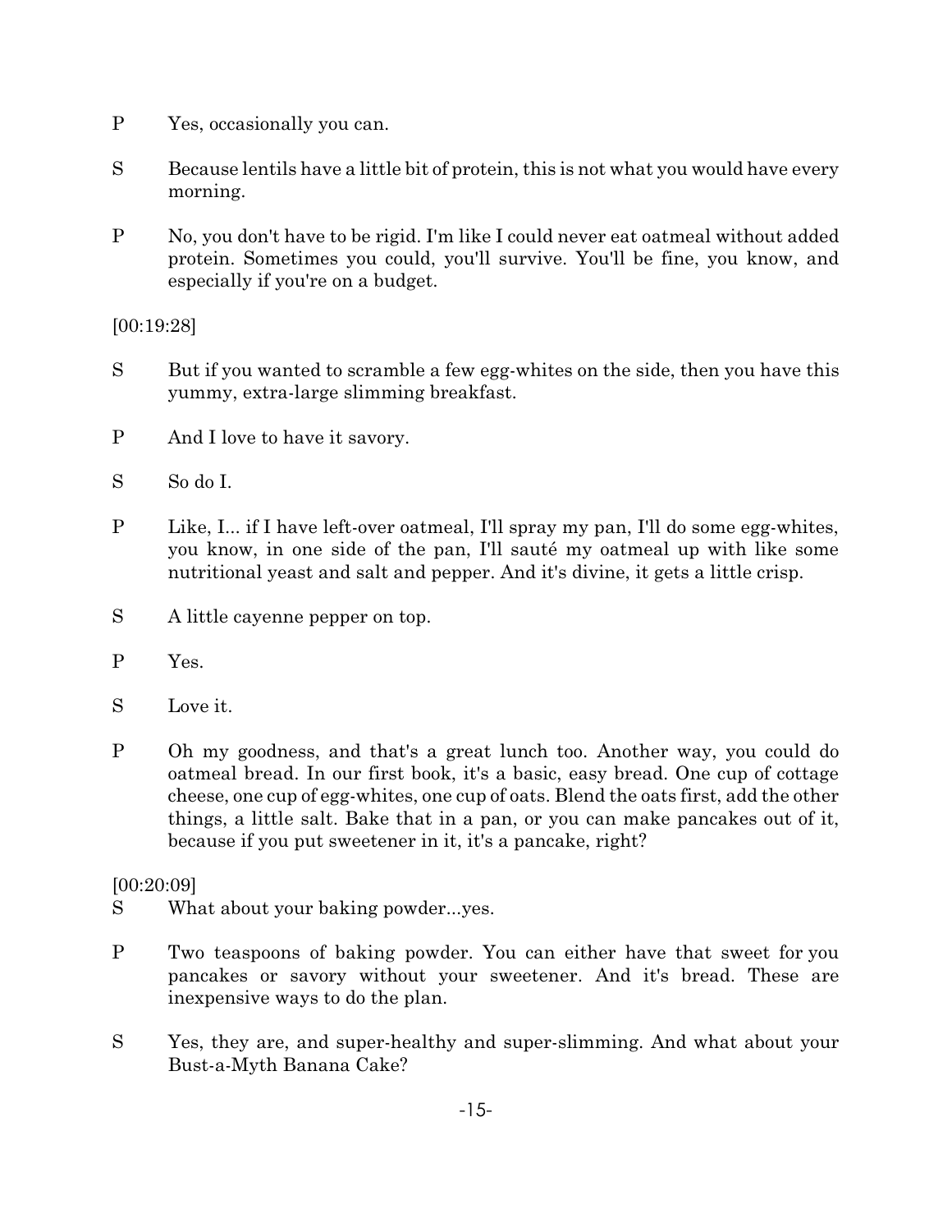P Yes, occasionally you can.

S Because lentils have a little bit of protein, this is not what you would have every morning.

P No, you don't have to be rigid. I'm like I could never eat oatmeal without added protein. Sometimes you could, you'll survive. You'll be fine, you know, and especially if you're on a budget.

[00:19:28]

S But if you wanted to scramble a few egg-whites on the side, then you have this yummy, extra-large slimming breakfast.

P And I love to have it savory.

S So do I.

P Like, I... if I have left-over oatmeal, I'll spray my pan, I'll do some egg-whites, you know, in one side of the pan, I'll sauté my oatmeal up with like some nutritional yeast and salt and pepper. And it's divine, it gets a little crisp.

S A little cayenne pepper on top.

P Yes.

S Love it.

P Oh my goodness, and that's a great lunch too. Another way, you could do oatmeal bread. In our first book, it's a basic, easy bread. One cup of cottage cheese, one cup of egg-whites, one cup of oats. Blend the oats first, add the other things, a little salt. Bake that in a pan, or you can make pancakes out of it, because if you put sweetener in it, it's a pancake, right?

[00:20:09]

S What about your baking powder...yes.

P Two teaspoons of baking powder. You can either have that sweet for you pancakes or savory without your sweetener. And it's bread. These are inexpensive ways to do the plan.

S Yes, they are, and super-healthy and super-slimming. And what about your Bust-a-Myth Banana Cake?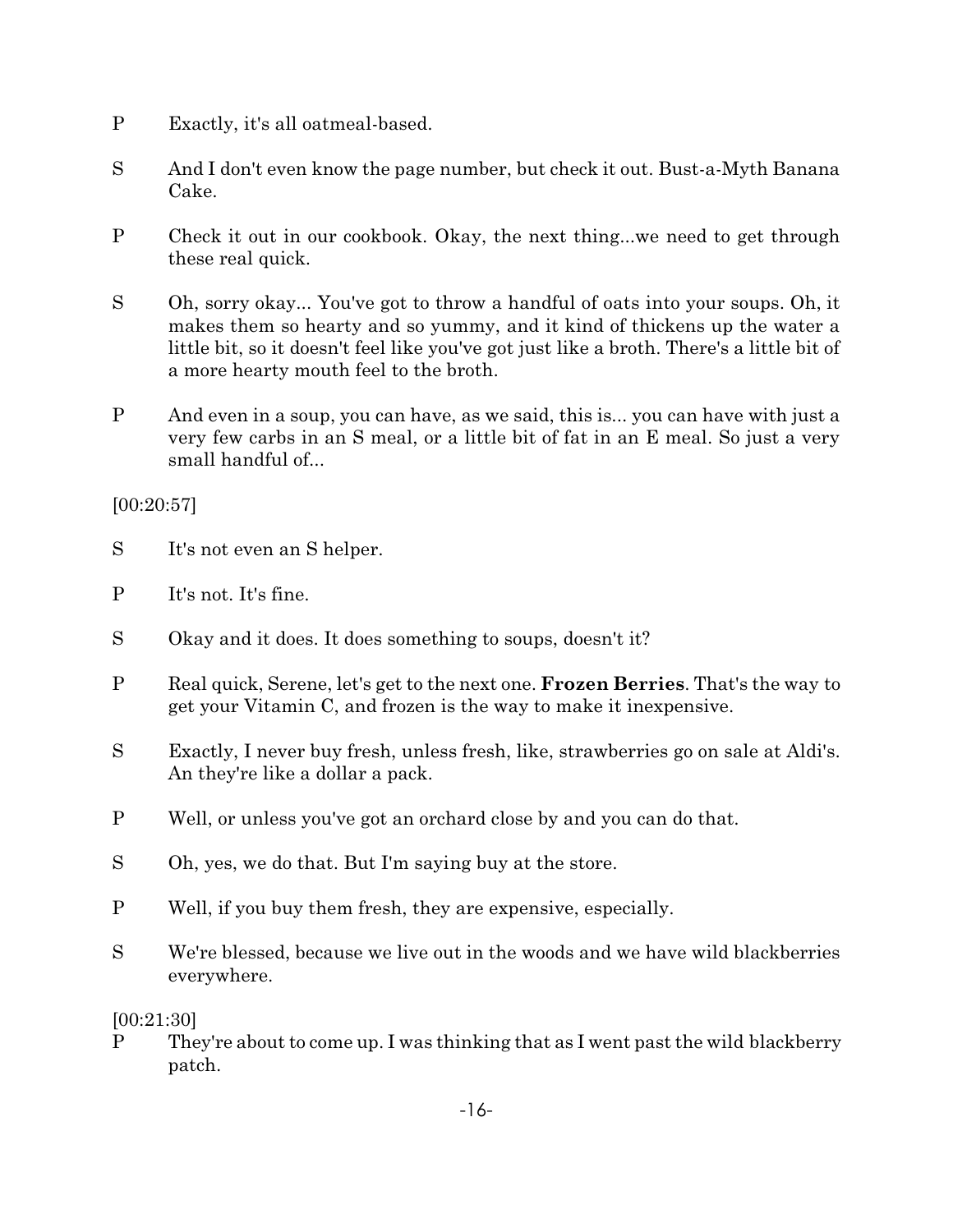P Exactly, it's all oatmeal-based.

S And I don't even know the page number, but check it out. Bust-a-Myth Banana Cake.

P Check it out in our cookbook. Okay, the next thing...we need to get through these real quick.

S Oh, sorry okay... You've got to throw a handful of oats into your soups. Oh, it makes them so hearty and so yummy, and it kind of thickens up the water a little bit, so it doesn't feel like you've got just like a broth. There's a little bit of a more hearty mouth feel to the broth.

P And even in a soup, you can have, as we said, this is... you can have with just a very few carbs in an S meal, or a little bit of fat in an E meal. So just a very small handful of...

[00:20:57]

S It's not even an S helper.

P It's not. It's fine.

S Okay and it does. It does something to soups, doesn't it?

P Real quick, Serene, let's get to the next one. **Frozen Berries**. That's the way to get your Vitamin C, and frozen is the way to make it inexpensive.

S Exactly, I never buy fresh, unless fresh, like, strawberries go on sale at Aldi's. An they're like a dollar a pack.

P Well, or unless you've got an orchard close by and you can do that.

S Oh, yes, we do that. But I'm saying buy at the store.

P Well, if you buy them fresh, they are expensive, especially.

S We're blessed, because we live out in the woods and we have wild blackberries everywhere.

[00:21:30]

P They're about to come up. I was thinking that as I went past the wild blackberry patch.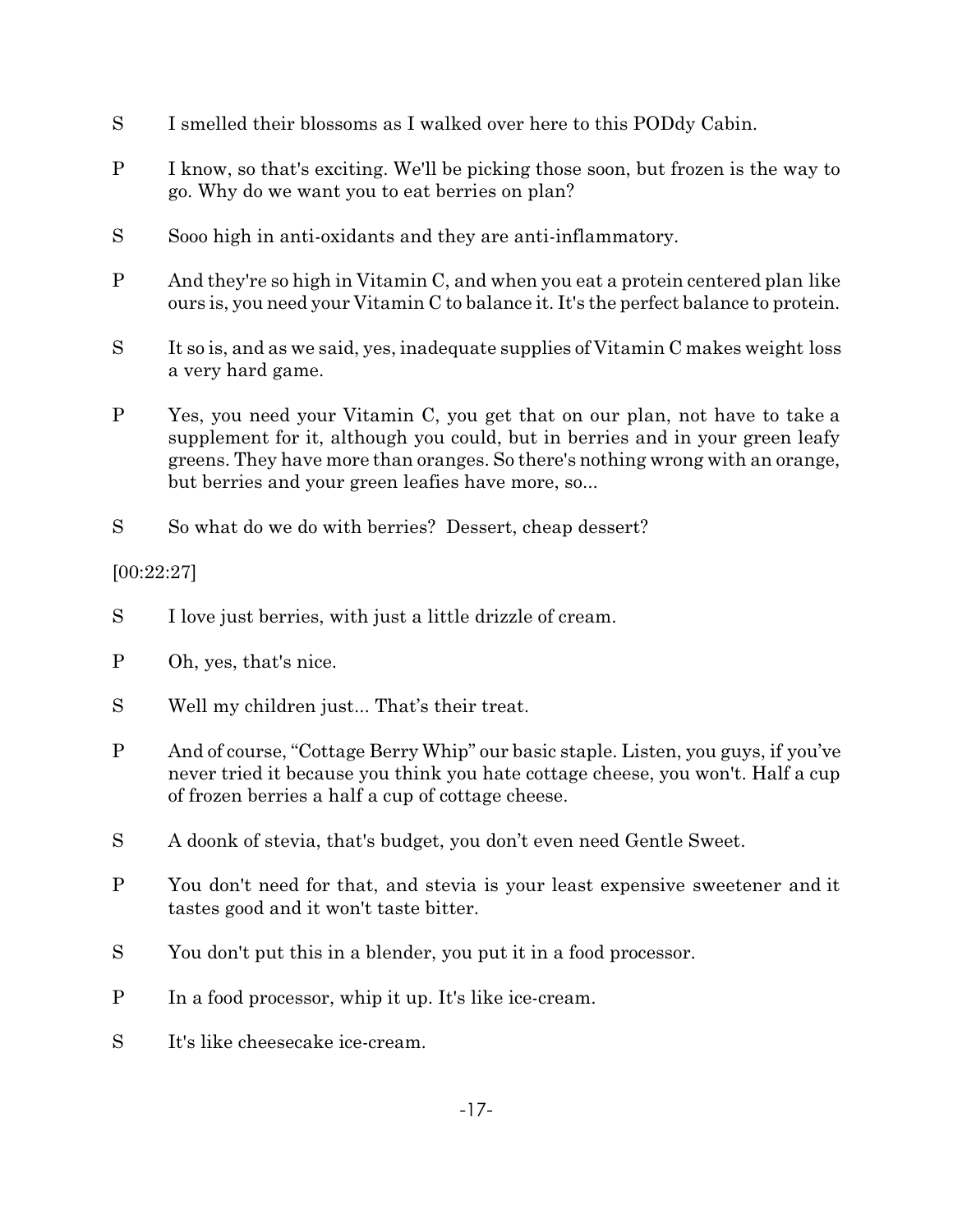S I smelled their blossoms as I walked over here to this PODdy Cabin.

P I know, so that's exciting. We'll be picking those soon, but frozen is the way to go. Why do we want you to eat berries on plan?

S Sooo high in anti-oxidants and they are anti-inflammatory.

P And they're so high in Vitamin C, and when you eat a protein centered plan like ours is, you need your Vitamin C to balance it. It's the perfect balance to protein.

S It so is, and as we said, yes, inadequate supplies of Vitamin C makes weight loss a very hard game.

P Yes, you need your Vitamin C, you get that on our plan, not have to take a supplement for it, although you could, but in berries and in your green leafy greens. They have more than oranges. So there's nothing wrong with an orange, but berries and your green leafies have more, so...

S So what do we do with berries? Dessert, cheap dessert?

[00:22:27]

S I love just berries, with just a little drizzle of cream.

P Oh, yes, that's nice.

S Well my children just... That's their treat.

P And of course, "Cottage Berry Whip" our basic staple. Listen, you guys, if you've never tried it because you think you hate cottage cheese, you won't. Half a cup of frozen berries a half a cup of cottage cheese.

S A doonk of stevia, that's budget, you don't even need Gentle Sweet.

P You don't need for that, and stevia is your least expensive sweetener and it tastes good and it won't taste bitter.

S You don't put this in a blender, you put it in a food processor.

P In a food processor, whip it up. It's like ice-cream.

S It's like cheesecake ice-cream.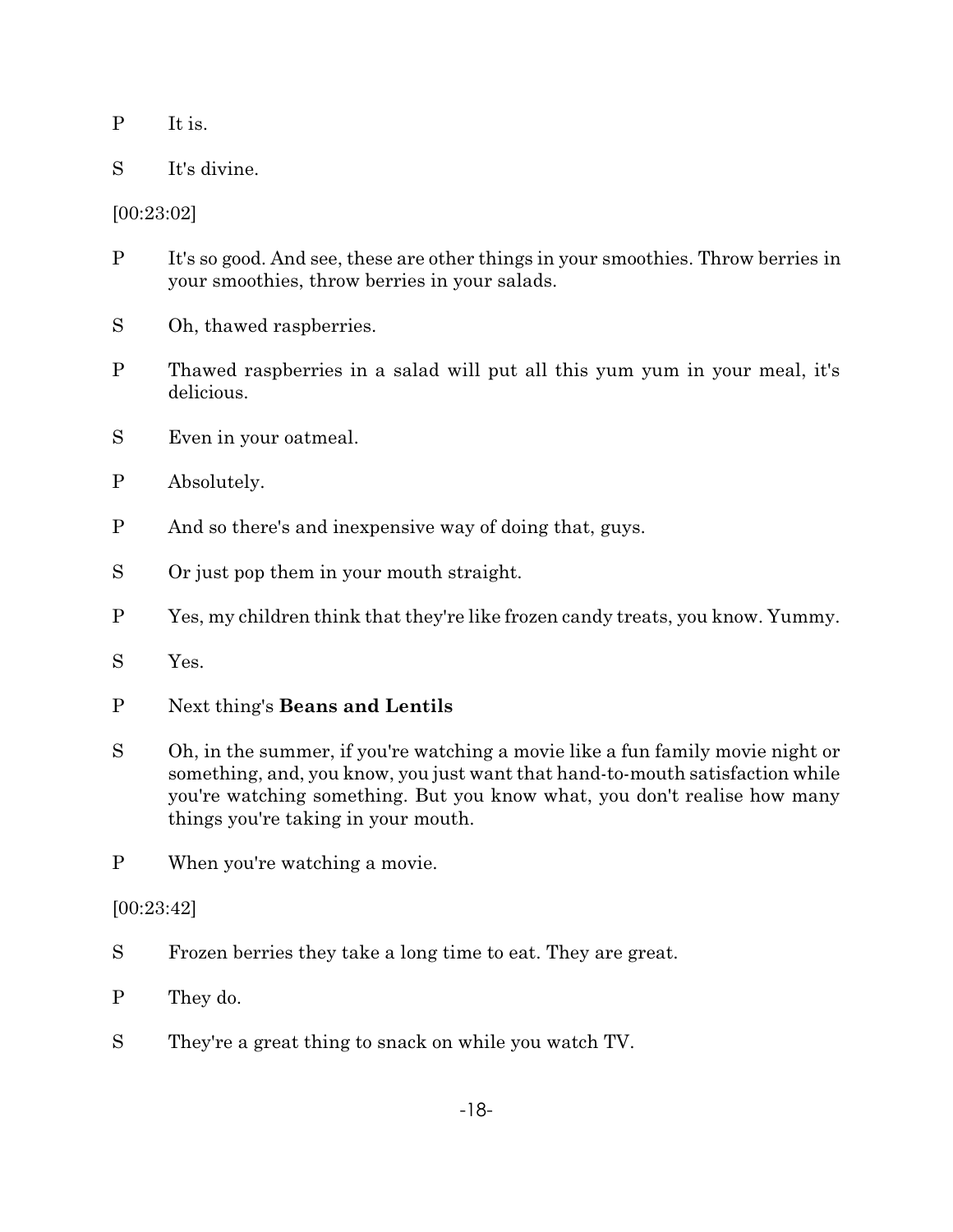P It is.

S It's divine.

[00:23:02]

P It's so good. And see, these are other things in your smoothies. Throw berries in your smoothies, throw berries in your salads.

S Oh, thawed raspberries.

P Thawed raspberries in a salad will put all this yum yum in your meal, it's delicious.

S Even in your oatmeal.

P Absolutely.

P And so there's and inexpensive way of doing that, guys.

S Or just pop them in your mouth straight.

P Yes, my children think that they're like frozen candy treats, you know. Yummy.

S Yes.

P Next thing's **Beans and Lentils**

S Oh, in the summer, if you're watching a movie like a fun family movie night or something, and, you know, you just want that hand-to-mouth satisfaction while you're watching something. But you know what, you don't realise how many things you're taking in your mouth.

P When you're watching a movie.

[00:23:42]

S Frozen berries they take a long time to eat. They are great.

P They do.

S They're a great thing to snack on while you watch TV.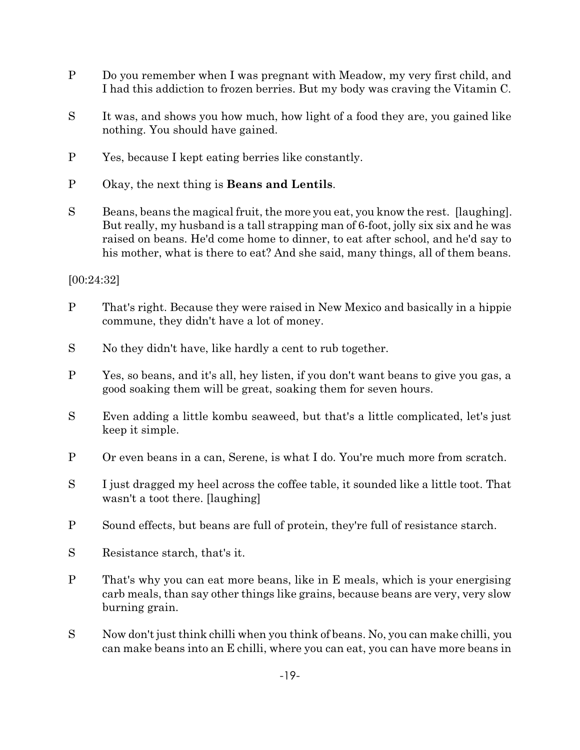P Do you remember when I was pregnant with Meadow, my very first child, and I had this addiction to frozen berries. But my body was craving the Vitamin C.

S It was, and shows you how much, how light of a food they are, you gained like nothing. You should have gained.

P Yes, because I kept eating berries like constantly.

P Okay, the next thing is **Beans and Lentils**.

S Beans, beans the magical fruit, the more you eat, you know the rest. [laughing]. But really, my husband is a tall strapping man of 6-foot, jolly six six and he was raised on beans. He'd come home to dinner, to eat after school, and he'd say to his mother, what is there to eat? And she said, many things, all of them beans.

[00:24:32]

P That's right. Because they were raised in New Mexico and basically in a hippie commune, they didn't have a lot of money.

S No they didn't have, like hardly a cent to rub together.

P Yes, so beans, and it's all, hey listen, if you don't want beans to give you gas, a good soaking them will be great, soaking them for seven hours.

S Even adding a little kombu seaweed, but that's a little complicated, let's just keep it simple.

P Or even beans in a can, Serene, is what I do. You're much more from scratch.

S I just dragged my heel across the coffee table, it sounded like a little toot. That wasn't a toot there. [laughing]

P Sound effects, but beans are full of protein, they're full of resistance starch.

S Resistance starch, that's it.

P That's why you can eat more beans, like in E meals, which is your energising carb meals, than say other things like grains, because beans are very, very slow burning grain.

S Now don't just think chilli when you think of beans. No, you can make chilli, you can make beans into an E chilli, where you can eat, you can have more beans in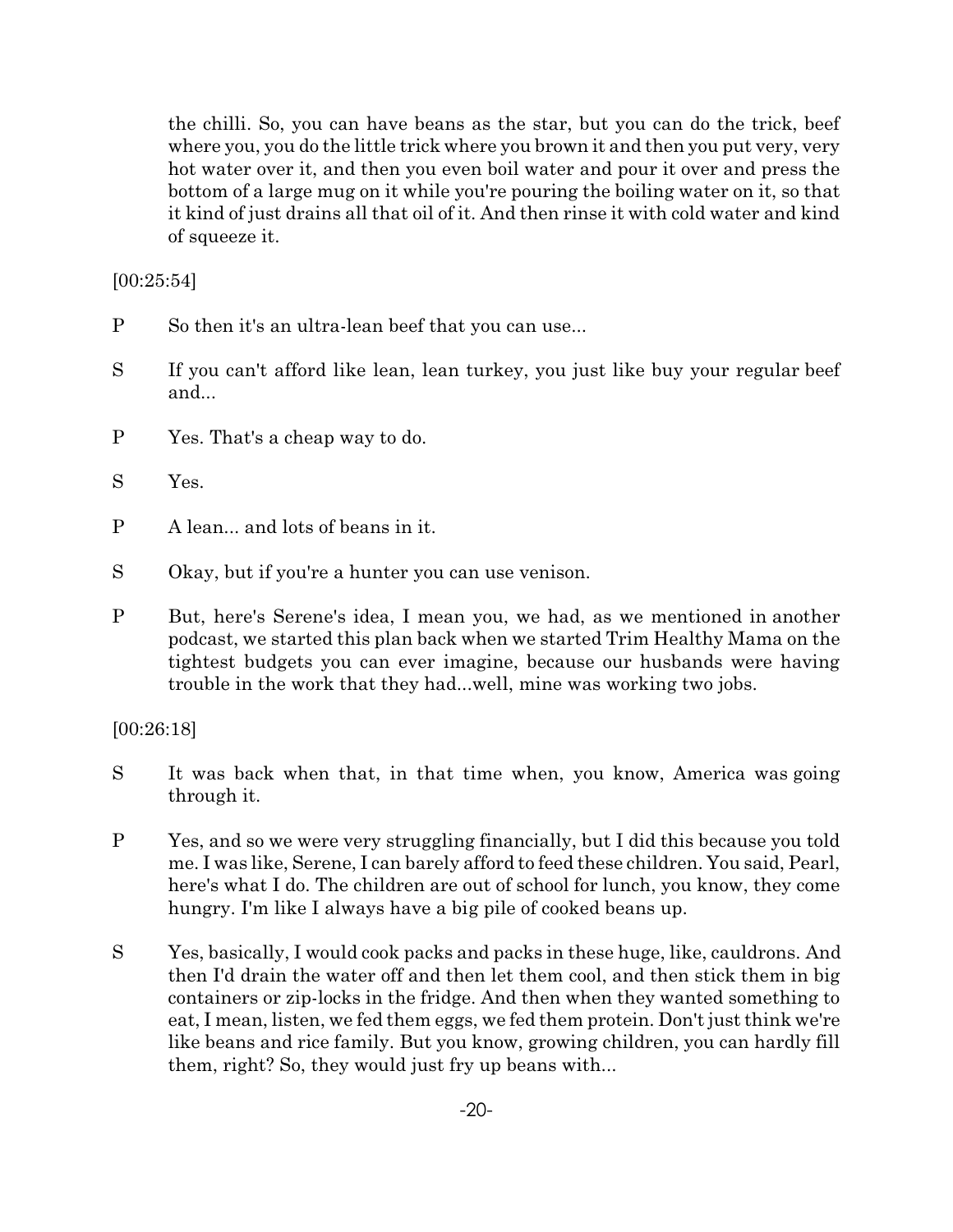the chilli. So, you can have beans as the star, but you can do the trick, beef where you, you do the little trick where you brown it and then you put very, very hot water over it, and then you even boil water and pour it over and press the bottom of a large mug on it while you're pouring the boiling water on it, so that it kind of just drains all that oil of it. And then rinse it with cold water and kind of squeeze it.

[00:25:54]

P So then it's an ultra-lean beef that you can use...

S If you can't afford like lean, lean turkey, you just like buy your regular beef and...

P Yes. That's a cheap way to do.

S Yes.

P A lean... and lots of beans in it.

S Okay, but if you're a hunter you can use venison.

P But, here's Serene's idea, I mean you, we had, as we mentioned in another podcast, we started this plan back when we started Trim Healthy Mama on the tightest budgets you can ever imagine, because our husbands were having trouble in the work that they had...well, mine was working two jobs.

[00:26:18]

S It was back when that, in that time when, you know, America was going through it.

P Yes, and so we were very struggling financially, but I did this because you told me. I was like, Serene, I can barely afford to feed these children. You said, Pearl, here's what I do. The children are out of school for lunch, you know, they come hungry. I'm like I always have a big pile of cooked beans up.

S Yes, basically, I would cook packs and packs in these huge, like, cauldrons. And then I'd drain the water off and then let them cool, and then stick them in big containers or zip-locks in the fridge. And then when they wanted something to eat, I mean, listen, we fed them eggs, we fed them protein. Don't just think we're like beans and rice family. But you know, growing children, you can hardly fill them, right? So, they would just fry up beans with...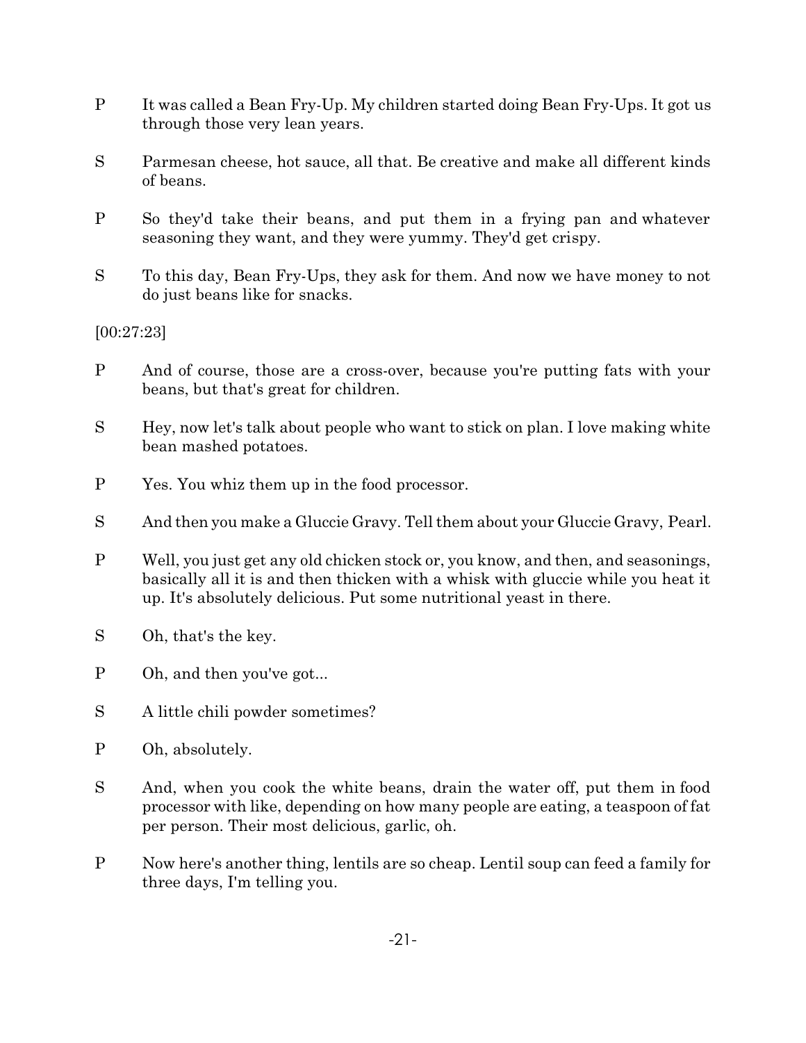P It was called a Bean Fry-Up. My children started doing Bean Fry-Ups. It got us through those very lean years.

S Parmesan cheese, hot sauce, all that. Be creative and make all different kinds of beans.

P So they'd take their beans, and put them in a frying pan and whatever seasoning they want, and they were yummy. They'd get crispy.

S To this day, Bean Fry-Ups, they ask for them. And now we have money to not do just beans like for snacks.

[00:27:23]

P And of course, those are a cross-over, because you're putting fats with your beans, but that's great for children.

S Hey, now let's talk about people who want to stick on plan. I love making white bean mashed potatoes.

P Yes. You whiz them up in the food processor.

S And then you make a Gluccie Gravy. Tell them about your Gluccie Gravy, Pearl.

P Well, you just get any old chicken stock or, you know, and then, and seasonings, basically all it is and then thicken with a whisk with gluccie while you heat it up. It's absolutely delicious. Put some nutritional yeast in there.

S Oh, that's the key.

P Oh, and then you've got...

S A little chili powder sometimes?

P Oh, absolutely.

S And, when you cook the white beans, drain the water off, put them in food processor with like, depending on how many people are eating, a teaspoon of fat per person. Their most delicious, garlic, oh.

P Now here's another thing, lentils are so cheap. Lentil soup can feed a family for three days, I'm telling you.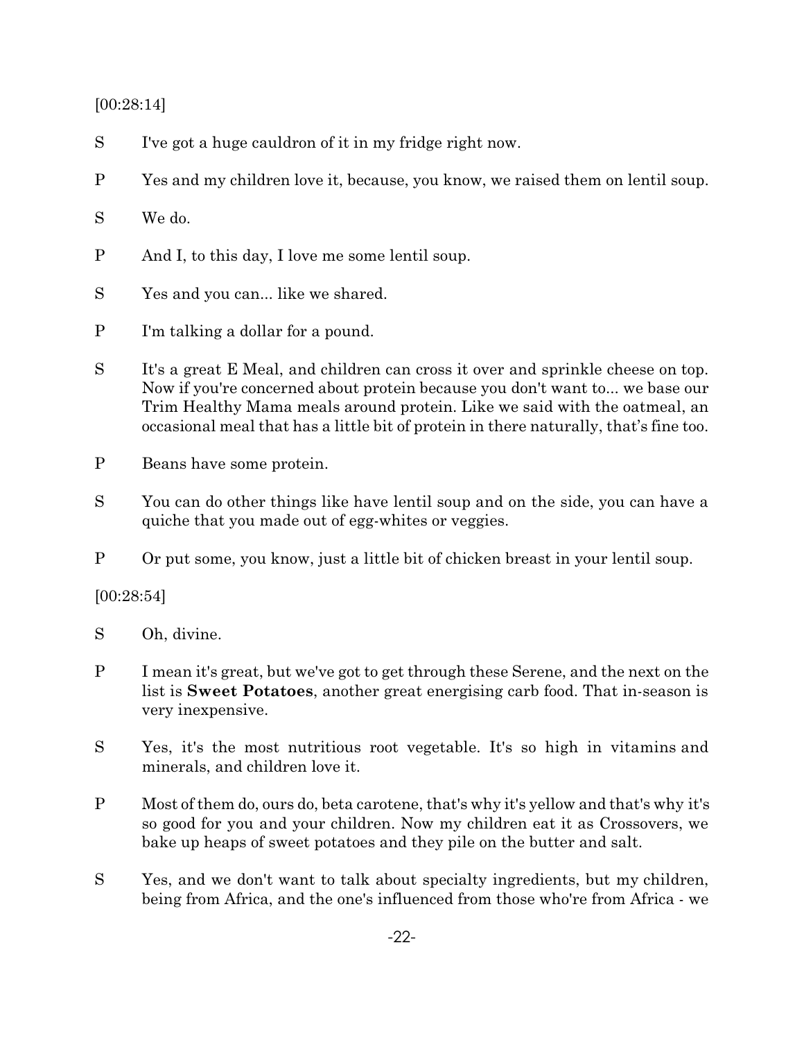[00:28:14]

S I've got a huge cauldron of it in my fridge right now.

P Yes and my children love it, because, you know, we raised them on lentil soup.

S We do.

P And I, to this day, I love me some lentil soup.

S Yes and you can... like we shared.

P I'm talking a dollar for a pound.

S It's a great E Meal, and children can cross it over and sprinkle cheese on top. Now if you're concerned about protein because you don't want to... we base our Trim Healthy Mama meals around protein. Like we said with the oatmeal, an occasional meal that has a little bit of protein in there naturally, that's fine too.

P Beans have some protein.

S You can do other things like have lentil soup and on the side, you can have a quiche that you made out of egg-whites or veggies.

P Or put some, you know, just a little bit of chicken breast in your lentil soup.

[00:28:54]

S Oh, divine.

P I mean it's great, but we've got to get through these Serene, and the next on the list is **Sweet Potatoes**, another great energising carb food. That in-season is very inexpensive.

S Yes, it's the most nutritious root vegetable. It's so high in vitamins and minerals, and children love it.

P Most of them do, ours do, beta carotene, that's why it's yellow and that's why it's so good for you and your children. Now my children eat it as Crossovers, we bake up heaps of sweet potatoes and they pile on the butter and salt.

S Yes, and we don't want to talk about specialty ingredients, but my children, being from Africa, and the one's influenced from those who're from Africa - we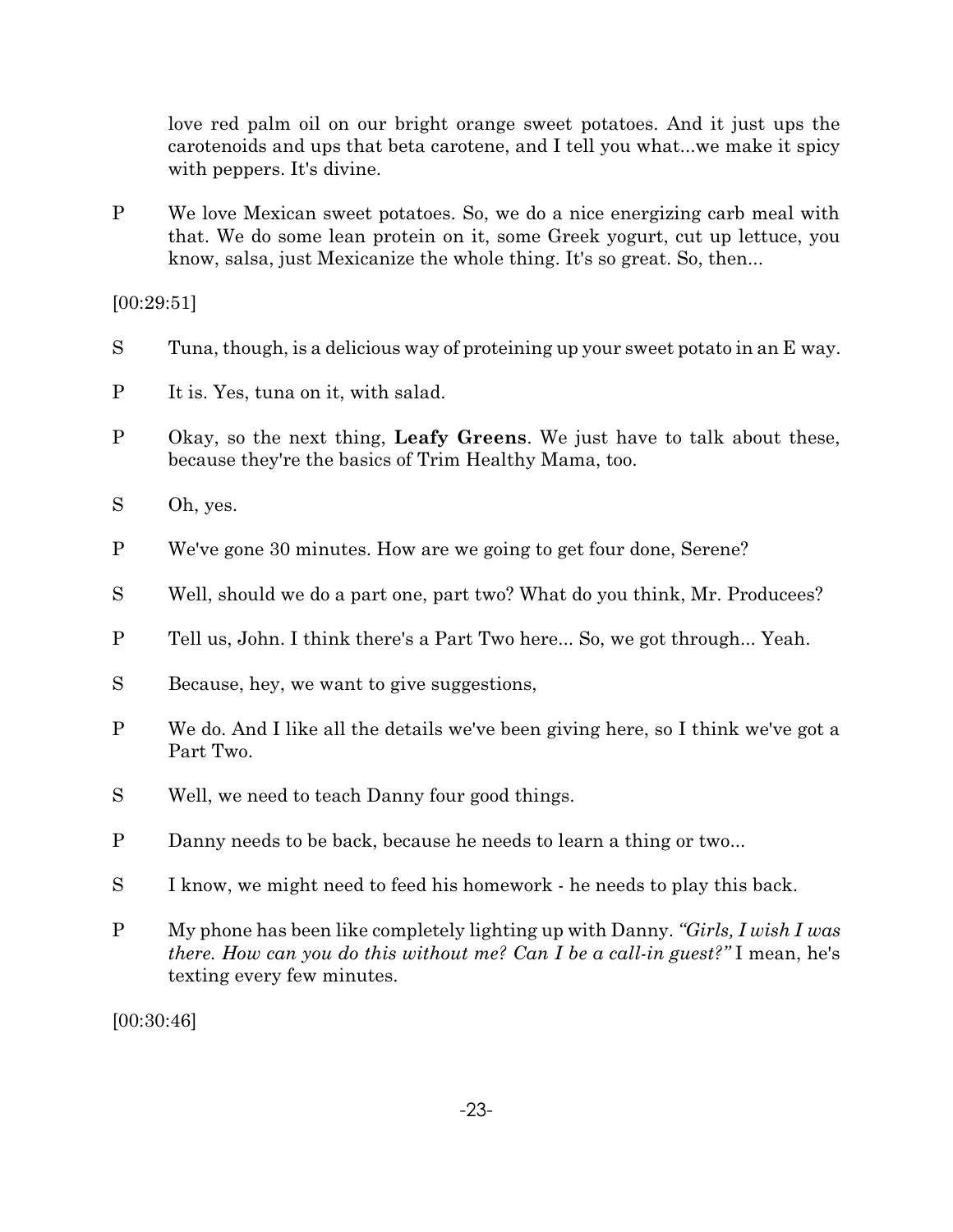love red palm oil on our bright orange sweet potatoes. And it just ups the carotenoids and ups that beta carotene, and I tell you what...we make it spicy with peppers. It's divine.

P We love Mexican sweet potatoes. So, we do a nice energizing carb meal with that. We do some lean protein on it, some Greek yogurt, cut up lettuce, you know, salsa, just Mexicanize the whole thing. It's so great. So, then...

[00:29:51]

S Tuna, though, is a delicious way of proteining up your sweet potato in an E way.

P It is. Yes, tuna on it, with salad.

P Okay, so the next thing, **Leafy Greens**. We just have to talk about these, because they're the basics of Trim Healthy Mama, too.

S Oh, yes.

P We've gone 30 minutes. How are we going to get four done, Serene?

S Well, should we do a part one, part two? What do you think, Mr. Producees?

P Tell us, John. I think there's a Part Two here... So, we got through... Yeah.

S Because, hey, we want to give suggestions,

P We do. And I like all the details we've been giving here, so I think we've got a Part Two.

S Well, we need to teach Danny four good things.

P Danny needs to be back, because he needs to learn a thing or two...

S I know, we might need to feed his homework - he needs to play this back.

P My phone has been like completely lighting up with Danny. *"Girls, I wish I was there. How can you do this without me? Can I be a call-in guest?"* I mean, he's texting every few minutes.

[00:30:46]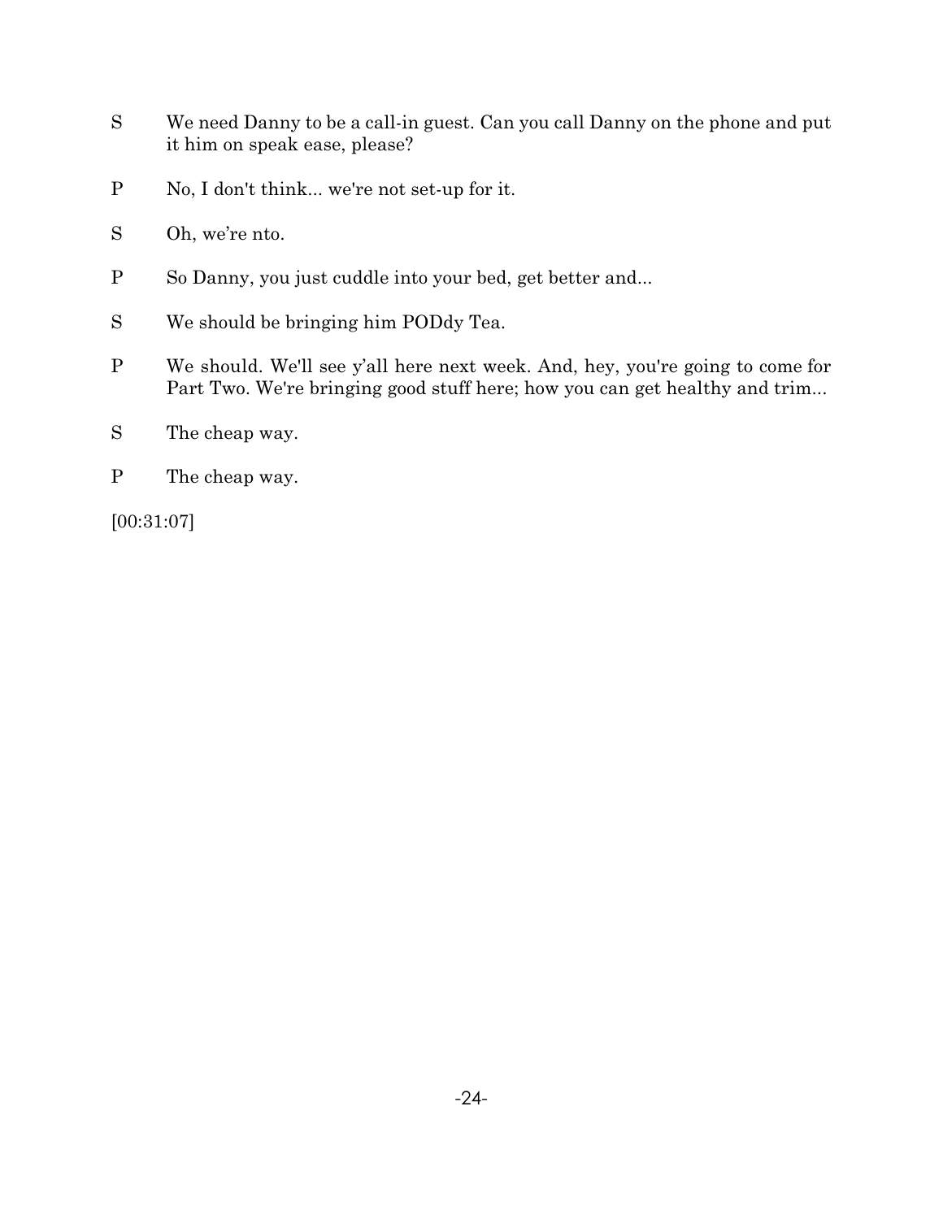S We need Danny to be a call-in guest. Can you call Danny on the phone and put it him on speak ease, please?

P No, I don't think... we're not set-up for it.

S Oh, we're nto.

P So Danny, you just cuddle into your bed, get better and...

S We should be bringing him PODdy Tea.

P We should. We'll see y'all here next week. And, hey, you're going to come for Part Two. We're bringing good stuff here; how you can get healthy and trim...

S The cheap way.

P The cheap way.

[00:31:07]